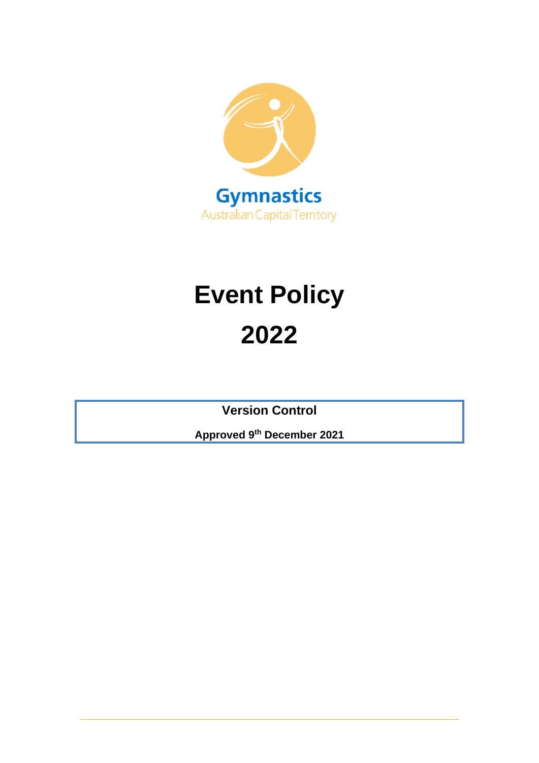Gymnastics

Australian Capital Territory

# Event Policy

# 2022

**Version Control**

**Approved 9th December 2021**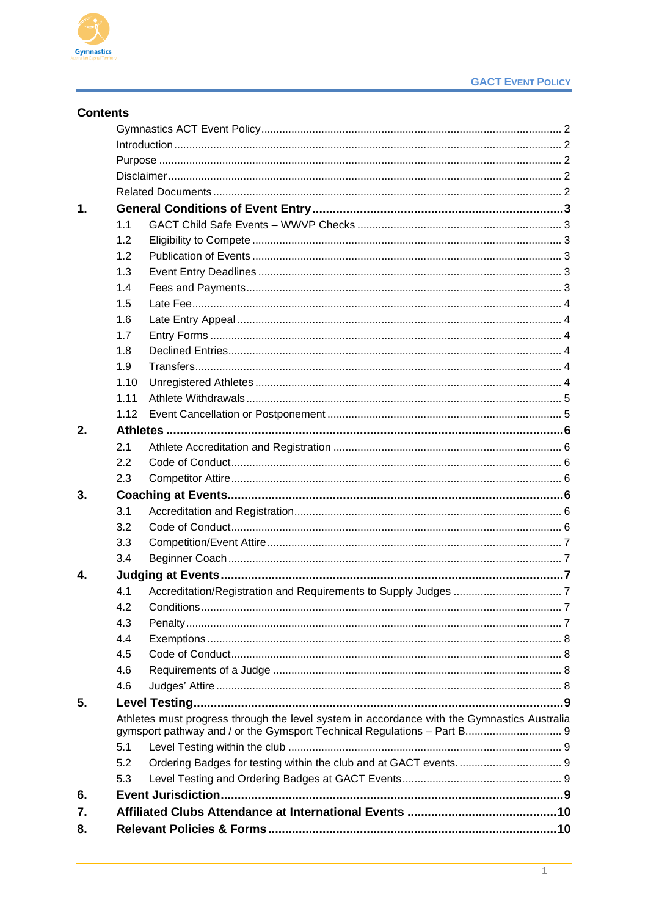## Contents

Gymnastics ACT Event Policy ........ 2
Introduction ........ 2
Purpose ........ 2
Disclaimer ........ 2
Related Documents ........ 2

**1. General Conditions of Event Entry ........ 3**

- 1.1 GACT Child Safe Events – WWVP Checks ........ 3
- 1.2 Eligibility to Compete ........ 3
- 1.2 Publication of Events ........ 3
- 1.3 Event Entry Deadlines ........ 3
- 1.4 Fees and Payments ........ 3
- 1.5 Late Fee ........ 4
- 1.6 Late Entry Appeal ........ 4
- 1.7 Entry Forms ........ 4
- 1.8 Declined Entries ........ 4
- 1.9 Transfers ........ 4
- 1.10 Unregistered Athletes ........ 4
- 1.11 Athlete Withdrawals ........ 5
- 1.12 Event Cancellation or Postponement ........ 5

**2. Athletes ........ 6**

- 2.1 Athlete Accreditation and Registration ........ 6
- 2.2 Code of Conduct ........ 6
- 2.3 Competitor Attire ........ 6

**3. Coaching at Events ........ 6**

- 3.1 Accreditation and Registration ........ 6
- 3.2 Code of Conduct ........ 6
- 3.3 Competition/Event Attire ........ 7
- 3.4 Beginner Coach ........ 7

**4. Judging at Events ........ 7**

- 4.1 Accreditation/Registration and Requirements to Supply Judges ........ 7
- 4.2 Conditions ........ 7
- 4.3 Penalty ........ 7
- 4.4 Exemptions ........ 8
- 4.5 Code of Conduct ........ 8
- 4.6 Requirements of a Judge ........ 8
- 4.6 Judges' Attire ........ 8

**5. Level Testing ........ 9**

Athletes must progress through the level system in accordance with the Gymnastics Australia gymsport pathway and / or the Gymsport Technical Regulations – Part B ........ 9

- 5.1 Level Testing within the club ........ 9
- 5.2 Ordering Badges for testing within the club and at GACT events. ........ 9
- 5.3 Level Testing and Ordering Badges at GACT Events ........ 9

**6. Event Jurisdiction ........ 9**

**7. Affiliated Clubs Attendance at International Events ........ 10**

**8. Relevant Policies & Forms ........ 10**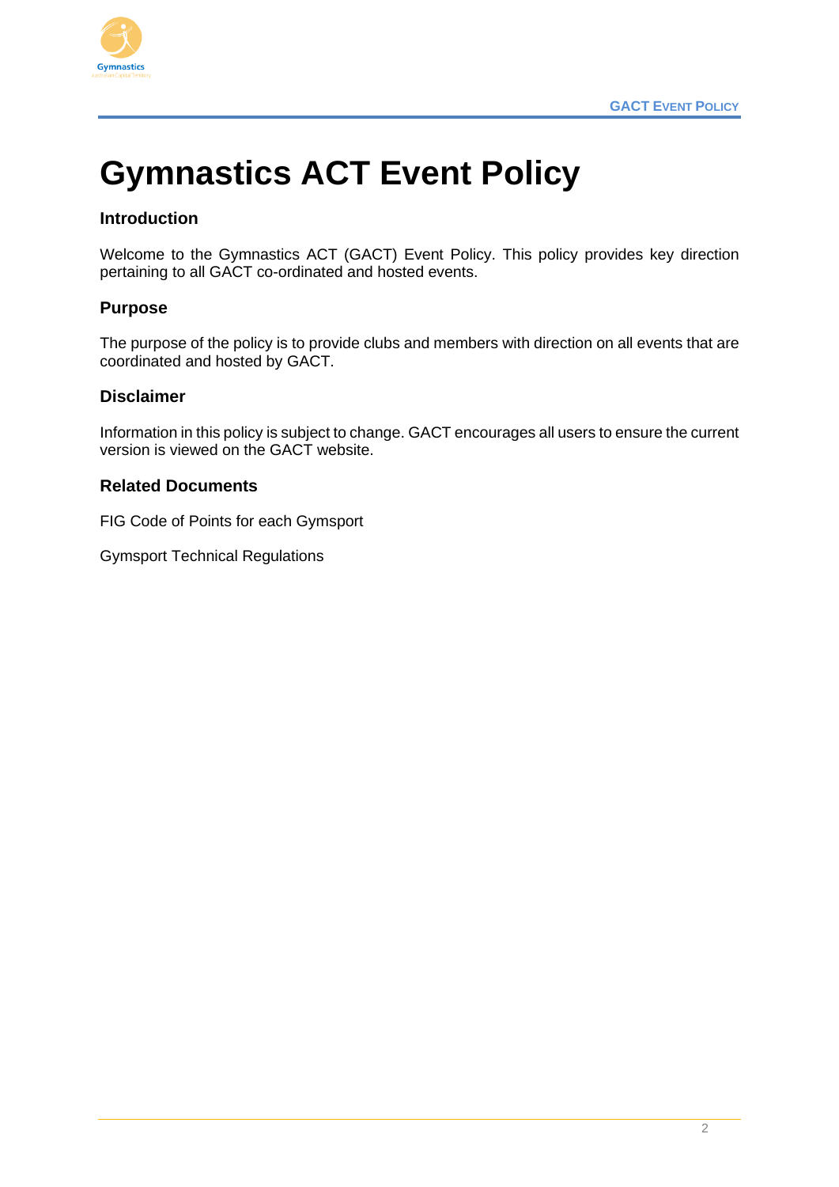# Gymnastics ACT Event Policy

## Introduction

Welcome to the Gymnastics ACT (GACT) Event Policy. This policy provides key direction pertaining to all GACT co-ordinated and hosted events.

## Purpose

The purpose of the policy is to provide clubs and members with direction on all events that are coordinated and hosted by GACT.

## Disclaimer

Information in this policy is subject to change. GACT encourages all users to ensure the current version is viewed on the GACT website.

## Related Documents

FIG Code of Points for each Gymsport

Gymsport Technical Regulations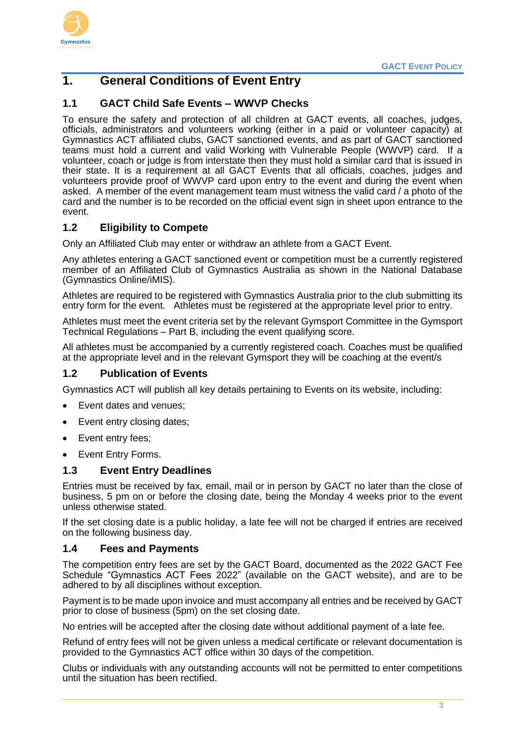# 1. General Conditions of Event Entry

## 1.1 GACT Child Safe Events – WWVP Checks

To ensure the safety and protection of all children at GACT events, all coaches, judges, officials, administrators and volunteers working (either in a paid or volunteer capacity) at Gymnastics ACT affiliated clubs, GACT sanctioned events, and as part of GACT sanctioned teams must hold a current and valid Working with Vulnerable People (WWVP) card. If a volunteer, coach or judge is from interstate then they must hold a similar card that is issued in their state. It is a requirement at all GACT Events that all officials, coaches, judges and volunteers provide proof of WWVP card upon entry to the event and during the event when asked. A member of the event management team must witness the valid card / a photo of the card and the number is to be recorded on the official event sign in sheet upon entrance to the event.

## 1.2 Eligibility to Compete

Only an Affiliated Club may enter or withdraw an athlete from a GACT Event.

Any athletes entering a GACT sanctioned event or competition must be a currently registered member of an Affiliated Club of Gymnastics Australia as shown in the National Database (Gymnastics Online/iMIS).

Athletes are required to be registered with Gymnastics Australia prior to the club submitting its entry form for the event. Athletes must be registered at the appropriate level prior to entry.

Athletes must meet the event criteria set by the relevant Gymsport Committee in the Gymsport Technical Regulations – Part B, including the event qualifying score.

All athletes must be accompanied by a currently registered coach. Coaches must be qualified at the appropriate level and in the relevant Gymsport they will be coaching at the event/s

## 1.2 Publication of Events

Gymnastics ACT will publish all key details pertaining to Events on its website, including:

- Event dates and venues;
- Event entry closing dates;
- Event entry fees;
- Event Entry Forms.

## 1.3 Event Entry Deadlines

Entries must be received by fax, email, mail or in person by GACT no later than the close of business, 5 pm on or before the closing date, being the Monday 4 weeks prior to the event unless otherwise stated.

If the set closing date is a public holiday, a late fee will not be charged if entries are received on the following business day.

## 1.4 Fees and Payments

The competition entry fees are set by the GACT Board, documented as the 2022 GACT Fee Schedule "Gymnastics ACT Fees 2022" (available on the GACT website), and are to be adhered to by all disciplines without exception.

Payment is to be made upon invoice and must accompany all entries and be received by GACT prior to close of business (5pm) on the set closing date.

No entries will be accepted after the closing date without additional payment of a late fee.

Refund of entry fees will not be given unless a medical certificate or relevant documentation is provided to the Gymnastics ACT office within 30 days of the competition.

Clubs or individuals with any outstanding accounts will not be permitted to enter competitions until the situation has been rectified.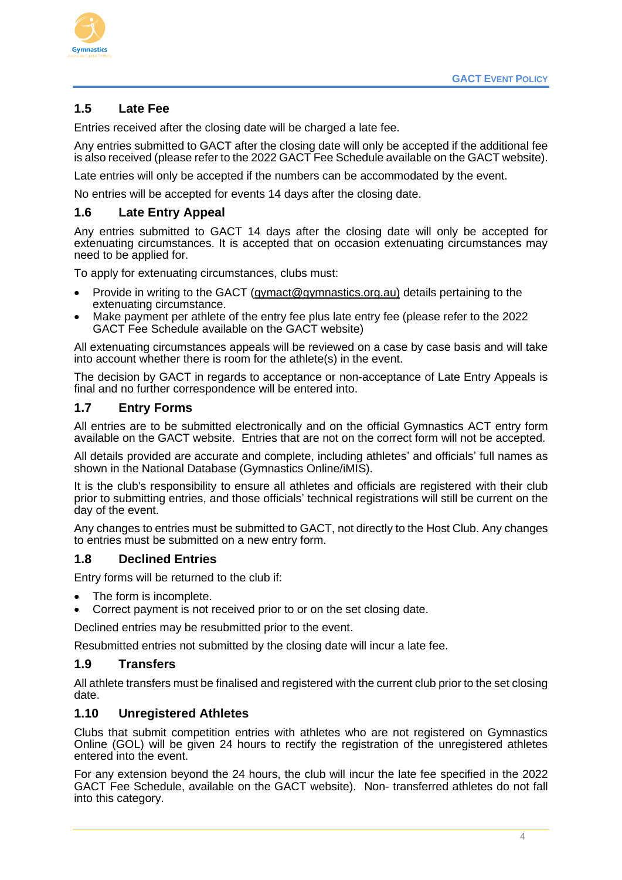### 1.5 Late Fee

Entries received after the closing date will be charged a late fee.

Any entries submitted to GACT after the closing date will only be accepted if the additional fee is also received (please refer to the 2022 GACT Fee Schedule available on the GACT website).

Late entries will only be accepted if the numbers can be accommodated by the event.

No entries will be accepted for events 14 days after the closing date.

### 1.6 Late Entry Appeal

Any entries submitted to GACT 14 days after the closing date will only be accepted for extenuating circumstances. It is accepted that on occasion extenuating circumstances may need to be applied for.

To apply for extenuating circumstances, clubs must:

- Provide in writing to the GACT (gymact@gymnastics.org.au) details pertaining to the extenuating circumstance.
- Make payment per athlete of the entry fee plus late entry fee (please refer to the 2022 GACT Fee Schedule available on the GACT website)

All extenuating circumstances appeals will be reviewed on a case by case basis and will take into account whether there is room for the athlete(s) in the event.

The decision by GACT in regards to acceptance or non-acceptance of Late Entry Appeals is final and no further correspondence will be entered into.

### 1.7 Entry Forms

All entries are to be submitted electronically and on the official Gymnastics ACT entry form available on the GACT website. Entries that are not on the correct form will not be accepted.

All details provided are accurate and complete, including athletes' and officials' full names as shown in the National Database (Gymnastics Online/iMIS).

It is the club's responsibility to ensure all athletes and officials are registered with their club prior to submitting entries, and those officials' technical registrations will still be current on the day of the event.

Any changes to entries must be submitted to GACT, not directly to the Host Club. Any changes to entries must be submitted on a new entry form.

### 1.8 Declined Entries

Entry forms will be returned to the club if:

- The form is incomplete.
- Correct payment is not received prior to or on the set closing date.

Declined entries may be resubmitted prior to the event.

Resubmitted entries not submitted by the closing date will incur a late fee.

### 1.9 Transfers

All athlete transfers must be finalised and registered with the current club prior to the set closing date.

### 1.10 Unregistered Athletes

Clubs that submit competition entries with athletes who are not registered on Gymnastics Online (GOL) will be given 24 hours to rectify the registration of the unregistered athletes entered into the event.

For any extension beyond the 24 hours, the club will incur the late fee specified in the 2022 GACT Fee Schedule, available on the GACT website). Non- transferred athletes do not fall into this category.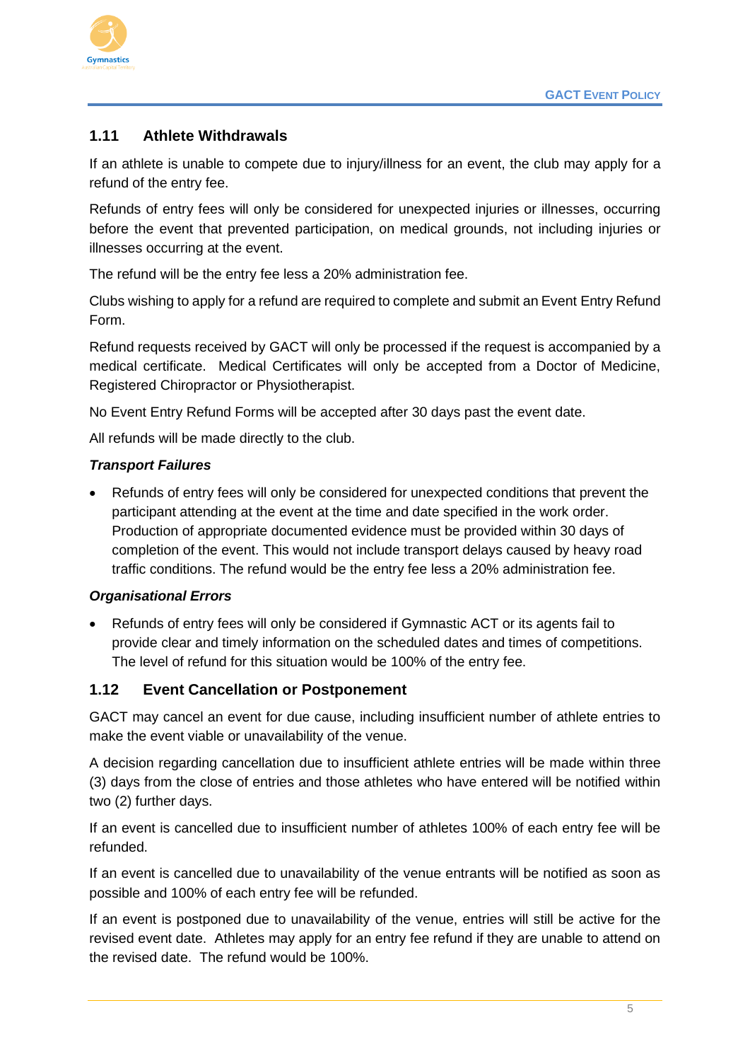## 1.11 Athlete Withdrawals

If an athlete is unable to compete due to injury/illness for an event, the club may apply for a refund of the entry fee.

Refunds of entry fees will only be considered for unexpected injuries or illnesses, occurring before the event that prevented participation, on medical grounds, not including injuries or illnesses occurring at the event.

The refund will be the entry fee less a 20% administration fee.

Clubs wishing to apply for a refund are required to complete and submit an Event Entry Refund Form.

Refund requests received by GACT will only be processed if the request is accompanied by a medical certificate. Medical Certificates will only be accepted from a Doctor of Medicine, Registered Chiropractor or Physiotherapist.

No Event Entry Refund Forms will be accepted after 30 days past the event date.

All refunds will be made directly to the club.

***Transport Failures***

- Refunds of entry fees will only be considered for unexpected conditions that prevent the participant attending at the event at the time and date specified in the work order. Production of appropriate documented evidence must be provided within 30 days of completion of the event. This would not include transport delays caused by heavy road traffic conditions. The refund would be the entry fee less a 20% administration fee.

***Organisational Errors***

- Refunds of entry fees will only be considered if Gymnastic ACT or its agents fail to provide clear and timely information on the scheduled dates and times of competitions. The level of refund for this situation would be 100% of the entry fee.

## 1.12 Event Cancellation or Postponement

GACT may cancel an event for due cause, including insufficient number of athlete entries to make the event viable or unavailability of the venue.

A decision regarding cancellation due to insufficient athlete entries will be made within three (3) days from the close of entries and those athletes who have entered will be notified within two (2) further days.

If an event is cancelled due to insufficient number of athletes 100% of each entry fee will be refunded.

If an event is cancelled due to unavailability of the venue entrants will be notified as soon as possible and 100% of each entry fee will be refunded.

If an event is postponed due to unavailability of the venue, entries will still be active for the revised event date. Athletes may apply for an entry fee refund if they are unable to attend on the revised date. The refund would be 100%.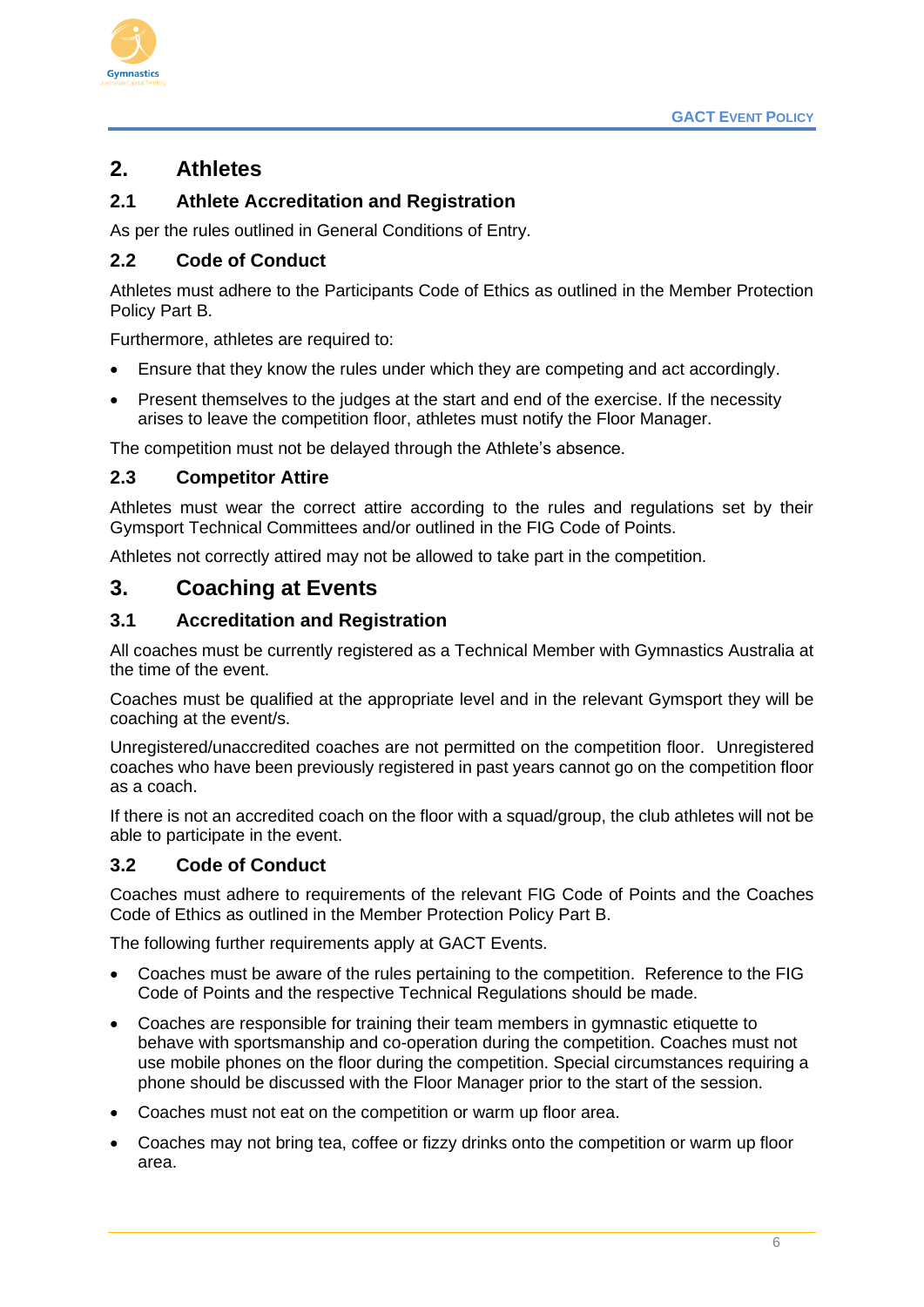## 2. Athletes

### 2.1 Athlete Accreditation and Registration

As per the rules outlined in General Conditions of Entry.

### 2.2 Code of Conduct

Athletes must adhere to the Participants Code of Ethics as outlined in the Member Protection Policy Part B.

Furthermore, athletes are required to:

- Ensure that they know the rules under which they are competing and act accordingly.
- Present themselves to the judges at the start and end of the exercise. If the necessity arises to leave the competition floor, athletes must notify the Floor Manager.

The competition must not be delayed through the Athlete's absence.

### 2.3 Competitor Attire

Athletes must wear the correct attire according to the rules and regulations set by their Gymsport Technical Committees and/or outlined in the FIG Code of Points.

Athletes not correctly attired may not be allowed to take part in the competition.

## 3. Coaching at Events

### 3.1 Accreditation and Registration

All coaches must be currently registered as a Technical Member with Gymnastics Australia at the time of the event.

Coaches must be qualified at the appropriate level and in the relevant Gymsport they will be coaching at the event/s.

Unregistered/unaccredited coaches are not permitted on the competition floor. Unregistered coaches who have been previously registered in past years cannot go on the competition floor as a coach.

If there is not an accredited coach on the floor with a squad/group, the club athletes will not be able to participate in the event.

### 3.2 Code of Conduct

Coaches must adhere to requirements of the relevant FIG Code of Points and the Coaches Code of Ethics as outlined in the Member Protection Policy Part B.

The following further requirements apply at GACT Events.

- Coaches must be aware of the rules pertaining to the competition. Reference to the FIG Code of Points and the respective Technical Regulations should be made.
- Coaches are responsible for training their team members in gymnastic etiquette to behave with sportsmanship and co-operation during the competition. Coaches must not use mobile phones on the floor during the competition. Special circumstances requiring a phone should be discussed with the Floor Manager prior to the start of the session.
- Coaches must not eat on the competition or warm up floor area.
- Coaches may not bring tea, coffee or fizzy drinks onto the competition or warm up floor area.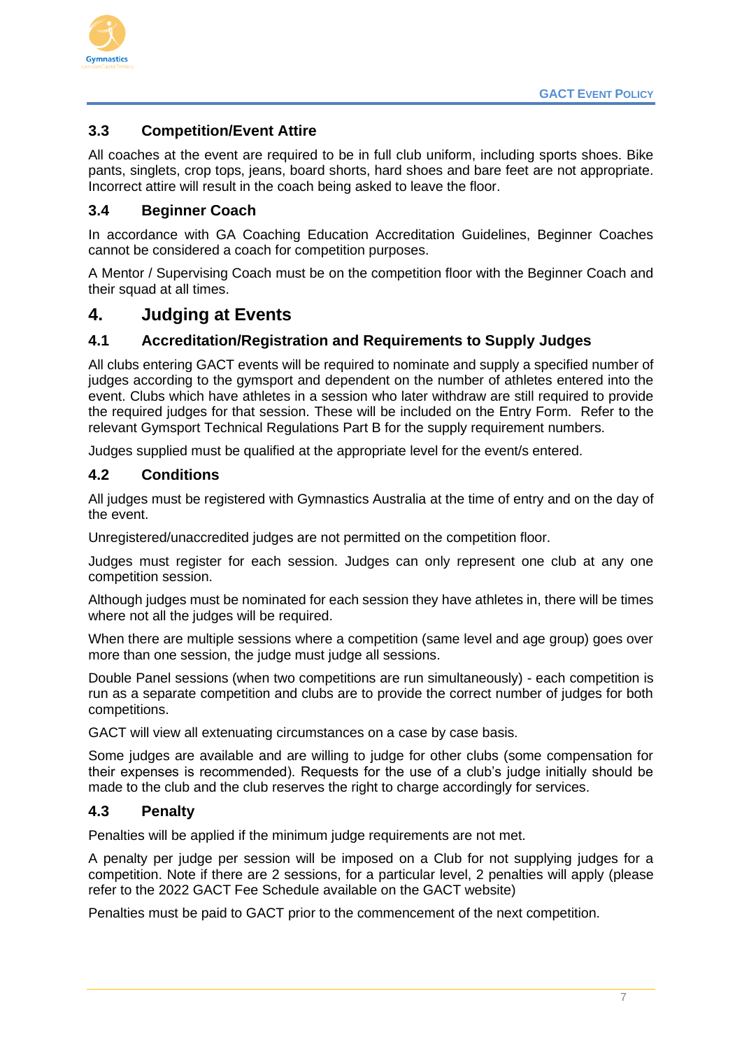### 3.3 Competition/Event Attire

All coaches at the event are required to be in full club uniform, including sports shoes. Bike pants, singlets, crop tops, jeans, board shorts, hard shoes and bare feet are not appropriate. Incorrect attire will result in the coach being asked to leave the floor.

### 3.4 Beginner Coach

In accordance with GA Coaching Education Accreditation Guidelines, Beginner Coaches cannot be considered a coach for competition purposes.

A Mentor / Supervising Coach must be on the competition floor with the Beginner Coach and their squad at all times.

## 4. Judging at Events

### 4.1 Accreditation/Registration and Requirements to Supply Judges

All clubs entering GACT events will be required to nominate and supply a specified number of judges according to the gymsport and dependent on the number of athletes entered into the event. Clubs which have athletes in a session who later withdraw are still required to provide the required judges for that session. These will be included on the Entry Form. Refer to the relevant Gymsport Technical Regulations Part B for the supply requirement numbers.

Judges supplied must be qualified at the appropriate level for the event/s entered.

### 4.2 Conditions

All judges must be registered with Gymnastics Australia at the time of entry and on the day of the event.

Unregistered/unaccredited judges are not permitted on the competition floor.

Judges must register for each session. Judges can only represent one club at any one competition session.

Although judges must be nominated for each session they have athletes in, there will be times where not all the judges will be required.

When there are multiple sessions where a competition (same level and age group) goes over more than one session, the judge must judge all sessions.

Double Panel sessions (when two competitions are run simultaneously) - each competition is run as a separate competition and clubs are to provide the correct number of judges for both competitions.

GACT will view all extenuating circumstances on a case by case basis.

Some judges are available and are willing to judge for other clubs (some compensation for their expenses is recommended). Requests for the use of a club's judge initially should be made to the club and the club reserves the right to charge accordingly for services.

### 4.3 Penalty

Penalties will be applied if the minimum judge requirements are not met.

A penalty per judge per session will be imposed on a Club for not supplying judges for a competition. Note if there are 2 sessions, for a particular level, 2 penalties will apply (please refer to the 2022 GACT Fee Schedule available on the GACT website)

Penalties must be paid to GACT prior to the commencement of the next competition.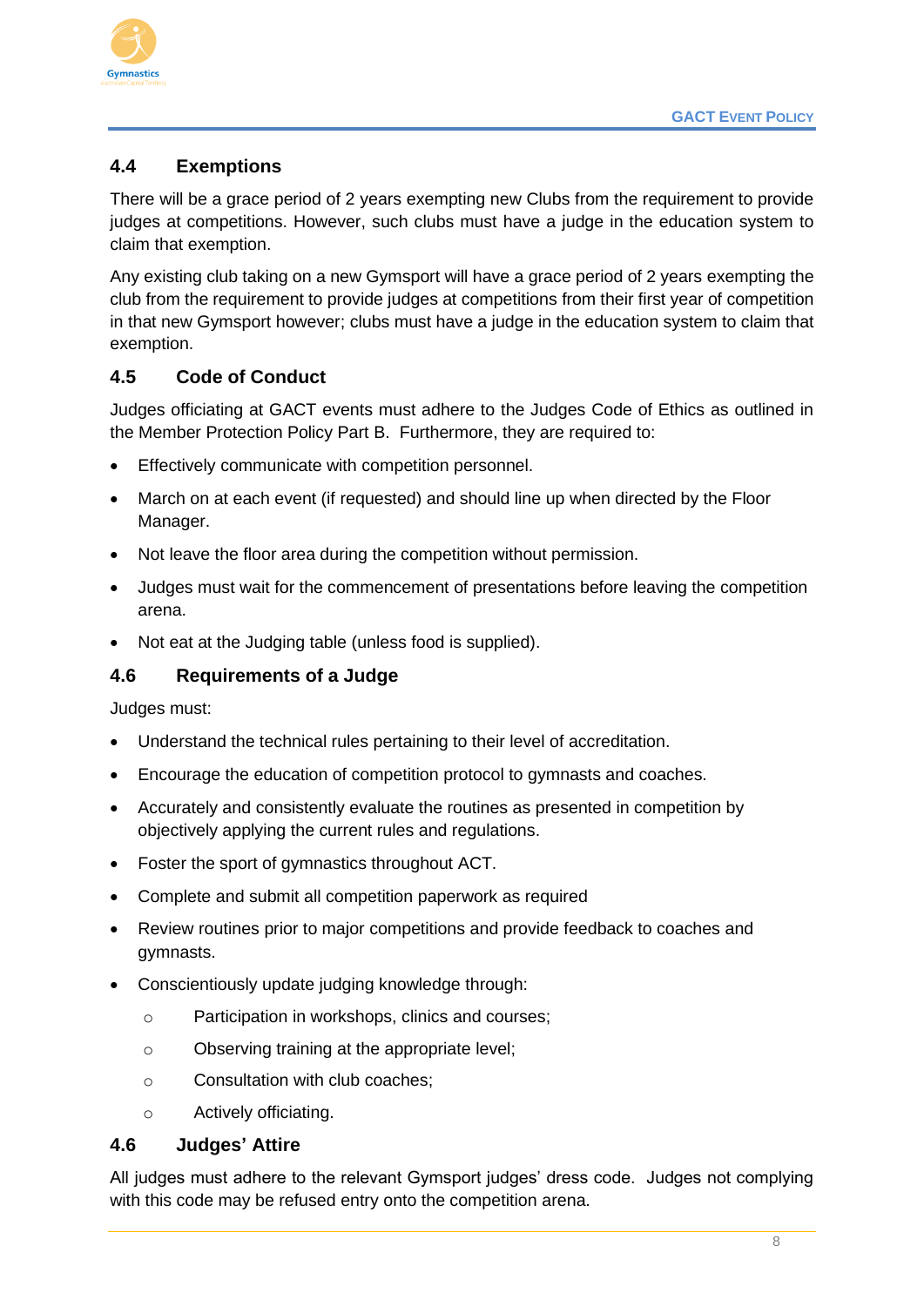### 4.4 Exemptions

There will be a grace period of 2 years exempting new Clubs from the requirement to provide judges at competitions. However, such clubs must have a judge in the education system to claim that exemption.

Any existing club taking on a new Gymsport will have a grace period of 2 years exempting the club from the requirement to provide judges at competitions from their first year of competition in that new Gymsport however; clubs must have a judge in the education system to claim that exemption.

### 4.5 Code of Conduct

Judges officiating at GACT events must adhere to the Judges Code of Ethics as outlined in the Member Protection Policy Part B. Furthermore, they are required to:

- Effectively communicate with competition personnel.
- March on at each event (if requested) and should line up when directed by the Floor Manager.
- Not leave the floor area during the competition without permission.
- Judges must wait for the commencement of presentations before leaving the competition arena.
- Not eat at the Judging table (unless food is supplied).

### 4.6 Requirements of a Judge

Judges must:

- Understand the technical rules pertaining to their level of accreditation.
- Encourage the education of competition protocol to gymnasts and coaches.
- Accurately and consistently evaluate the routines as presented in competition by objectively applying the current rules and regulations.
- Foster the sport of gymnastics throughout ACT.
- Complete and submit all competition paperwork as required
- Review routines prior to major competitions and provide feedback to coaches and gymnasts.
- Conscientiously update judging knowledge through:
  - Participation in workshops, clinics and courses;
  - Observing training at the appropriate level;
  - Consultation with club coaches;
  - Actively officiating.

### 4.6 Judges' Attire

All judges must adhere to the relevant Gymsport judges' dress code. Judges not complying with this code may be refused entry onto the competition arena.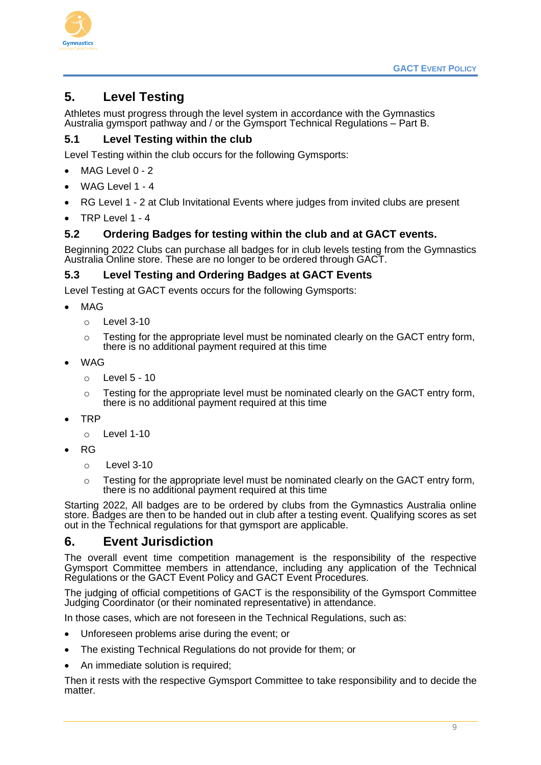## 5. Level Testing

Athletes must progress through the level system in accordance with the Gymnastics Australia gymsport pathway and / or the Gymsport Technical Regulations – Part B.

### 5.1 Level Testing within the club

Level Testing within the club occurs for the following Gymsports:

- MAG Level 0 - 2
- WAG Level 1 - 4
- RG Level 1 - 2 at Club Invitational Events where judges from invited clubs are present
- TRP Level 1 - 4

### 5.2 Ordering Badges for testing within the club and at GACT events.

Beginning 2022 Clubs can purchase all badges for in club levels testing from the Gymnastics Australia Online store. These are no longer to be ordered through GACT.

### 5.3 Level Testing and Ordering Badges at GACT Events

Level Testing at GACT events occurs for the following Gymsports:

- MAG
  - Level 3-10
  - Testing for the appropriate level must be nominated clearly on the GACT entry form, there is no additional payment required at this time
- WAG
  - Level 5 - 10
  - Testing for the appropriate level must be nominated clearly on the GACT entry form, there is no additional payment required at this time
- TRP
  - Level 1-10
- RG
  - Level 3-10
  - Testing for the appropriate level must be nominated clearly on the GACT entry form, there is no additional payment required at this time

Starting 2022, All badges are to be ordered by clubs from the Gymnastics Australia online store. Badges are then to be handed out in club after a testing event. Qualifying scores as set out in the Technical regulations for that gymsport are applicable.

## 6. Event Jurisdiction

The overall event time competition management is the responsibility of the respective Gymsport Committee members in attendance, including any application of the Technical Regulations or the GACT Event Policy and GACT Event Procedures.

The judging of official competitions of GACT is the responsibility of the Gymsport Committee Judging Coordinator (or their nominated representative) in attendance.

In those cases, which are not foreseen in the Technical Regulations, such as:

- Unforeseen problems arise during the event; or
- The existing Technical Regulations do not provide for them; or
- An immediate solution is required;

Then it rests with the respective Gymsport Committee to take responsibility and to decide the matter.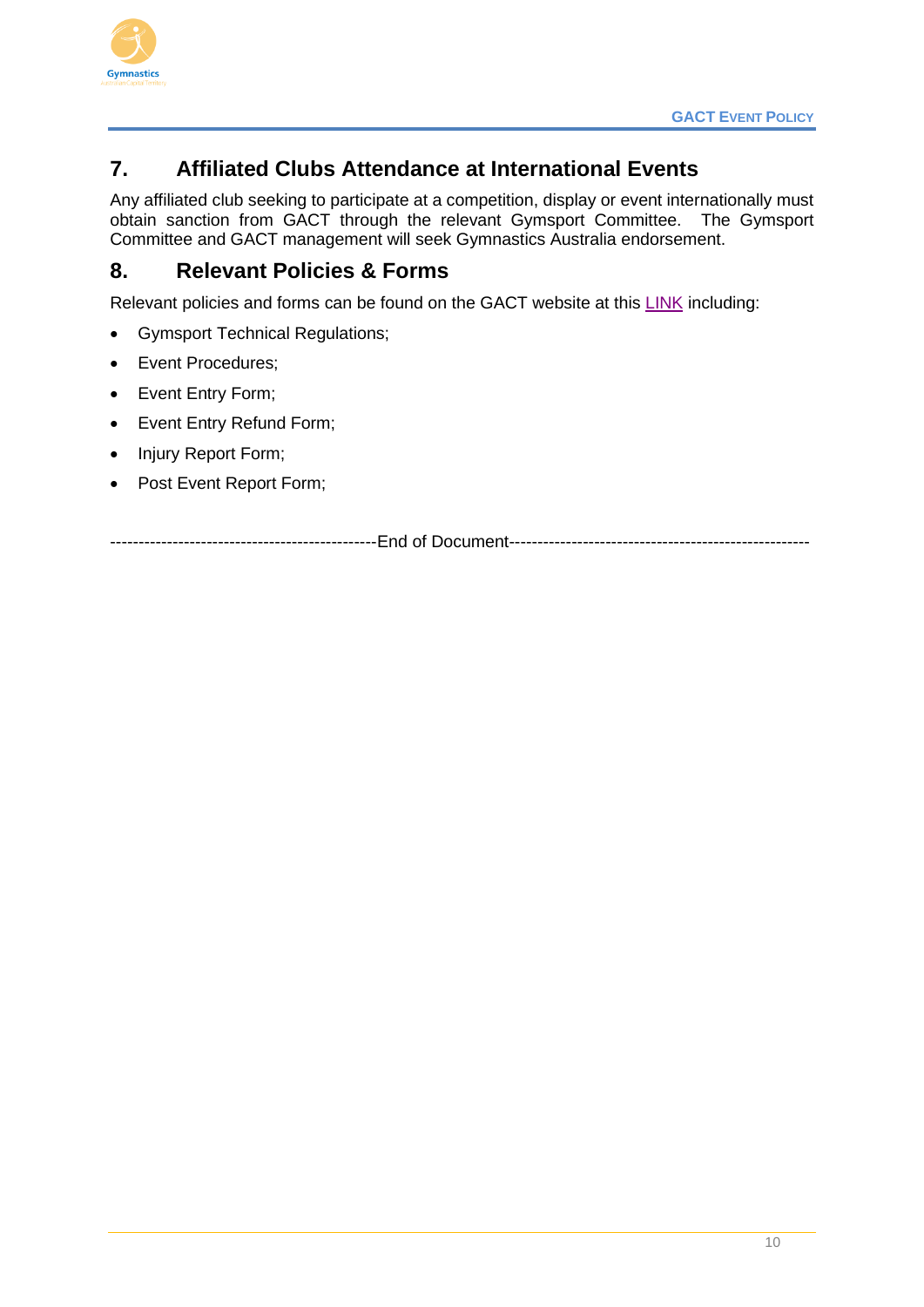## 7. Affiliated Clubs Attendance at International Events

Any affiliated club seeking to participate at a competition, display or event internationally must obtain sanction from GACT through the relevant Gymsport Committee. The Gymsport Committee and GACT management will seek Gymnastics Australia endorsement.

## 8. Relevant Policies & Forms

Relevant policies and forms can be found on the GACT website at this LINK including:

- Gymsport Technical Regulations;
- Event Procedures;
- Event Entry Form;
- Event Entry Refund Form;
- Injury Report Form;
- Post Event Report Form;

----------------------------------------------End of Document----------------------------------------------------